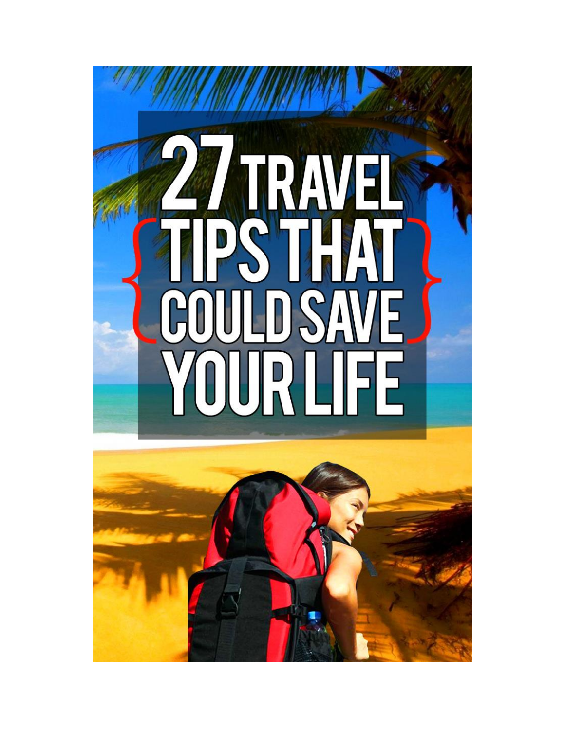# 27 TRAVEL {TIPS THAT COULD SAVE} YOUR LIFE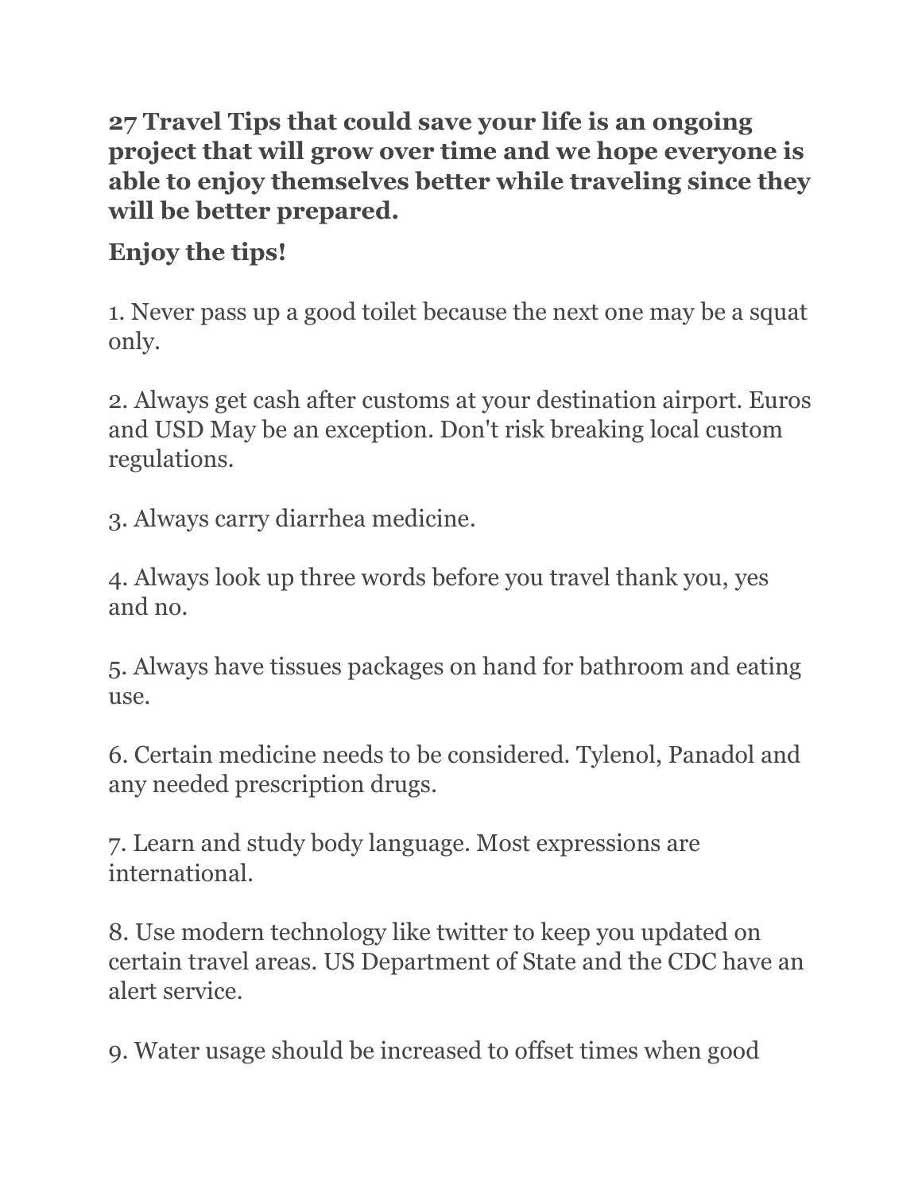**27 Travel Tips that could save your life is an ongoing project that will grow over time and we hope everyone is able to enjoy themselves better while traveling since they will be better prepared.**

**Enjoy the tips!**

1. Never pass up a good toilet because the next one may be a squat only.

2. Always get cash after customs at your destination airport. Euros and USD May be an exception. Don't risk breaking local custom regulations.

3. Always carry diarrhea medicine.

4. Always look up three words before you travel thank you, yes and no.

5. Always have tissues packages on hand for bathroom and eating use.

6. Certain medicine needs to be considered. Tylenol, Panadol and any needed prescription drugs.

7. Learn and study body language. Most expressions are international.

8. Use modern technology like twitter to keep you updated on certain travel areas. US Department of State and the CDC have an alert service.

9. Water usage should be increased to offset times when good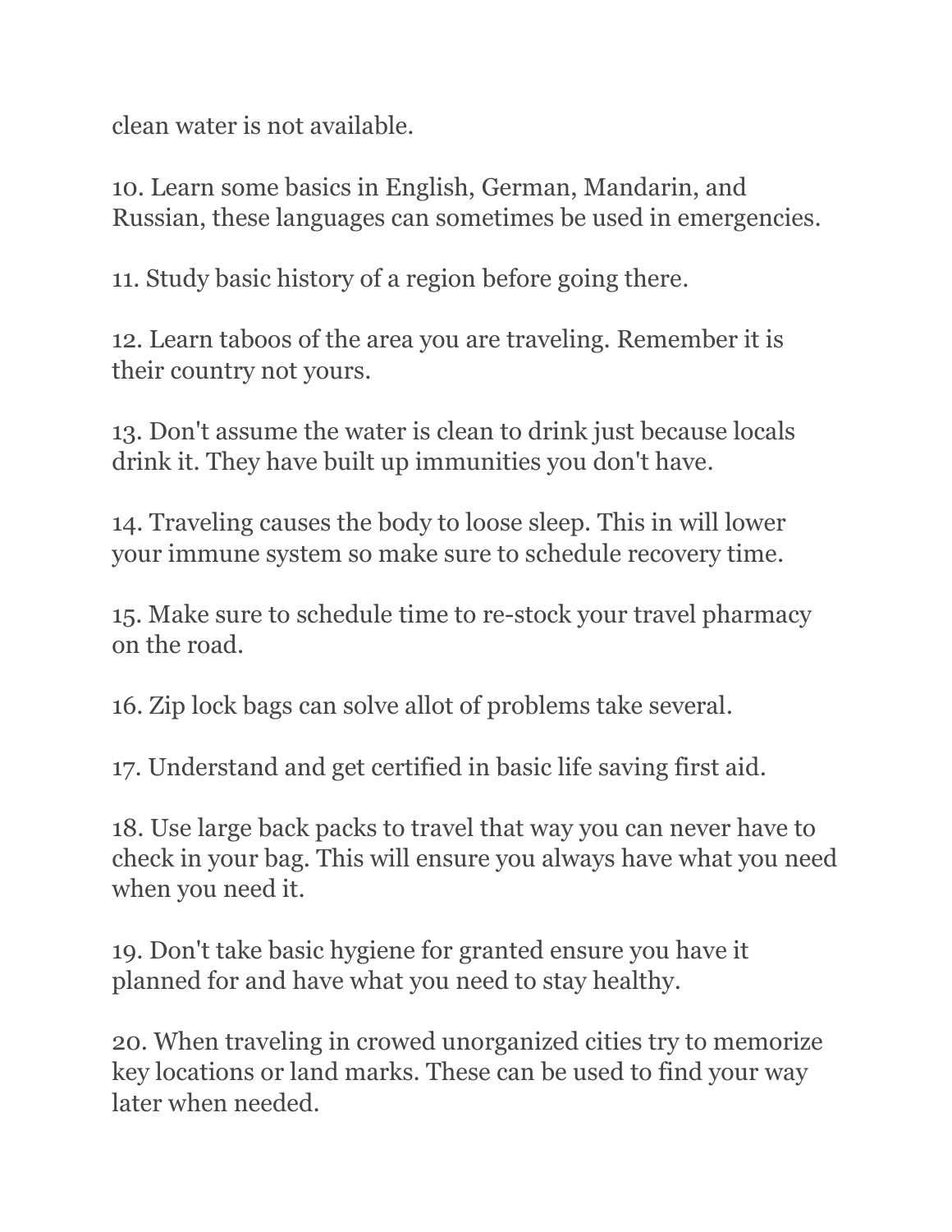clean water is not available.

10. Learn some basics in English, German, Mandarin, and Russian, these languages can sometimes be used in emergencies.

11. Study basic history of a region before going there.

12. Learn taboos of the area you are traveling. Remember it is their country not yours.

13. Don't assume the water is clean to drink just because locals drink it. They have built up immunities you don't have.

14. Traveling causes the body to loose sleep. This in will lower your immune system so make sure to schedule recovery time.

15. Make sure to schedule time to re-stock your travel pharmacy on the road.

16. Zip lock bags can solve allot of problems take several.

17. Understand and get certified in basic life saving first aid.

18. Use large back packs to travel that way you can never have to check in your bag. This will ensure you always have what you need when you need it.

19. Don't take basic hygiene for granted ensure you have it planned for and have what you need to stay healthy.

20. When traveling in crowed unorganized cities try to memorize key locations or land marks. These can be used to find your way later when needed.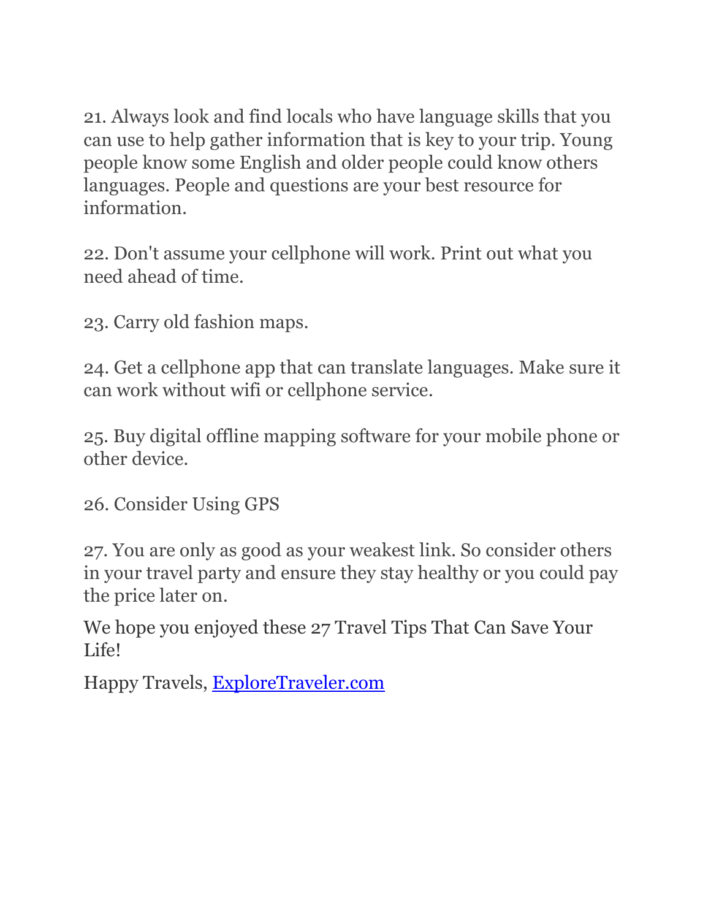21. Always look and find locals who have language skills that you can use to help gather information that is key to your trip. Young people know some English and older people could know others languages. People and questions are your best resource for information.

22. Don't assume your cellphone will work. Print out what you need ahead of time.

23. Carry old fashion maps.

24. Get a cellphone app that can translate languages. Make sure it can work without wifi or cellphone service.

25. Buy digital offline mapping software for your mobile phone or other device.

26. Consider Using GPS

27. You are only as good as your weakest link. So consider others in your travel party and ensure they stay healthy or you could pay the price later on.

We hope you enjoyed these 27 Travel Tips That Can Save Your Life!

Happy Travels, [ExploreTraveler.com](ExploreTraveler.com)